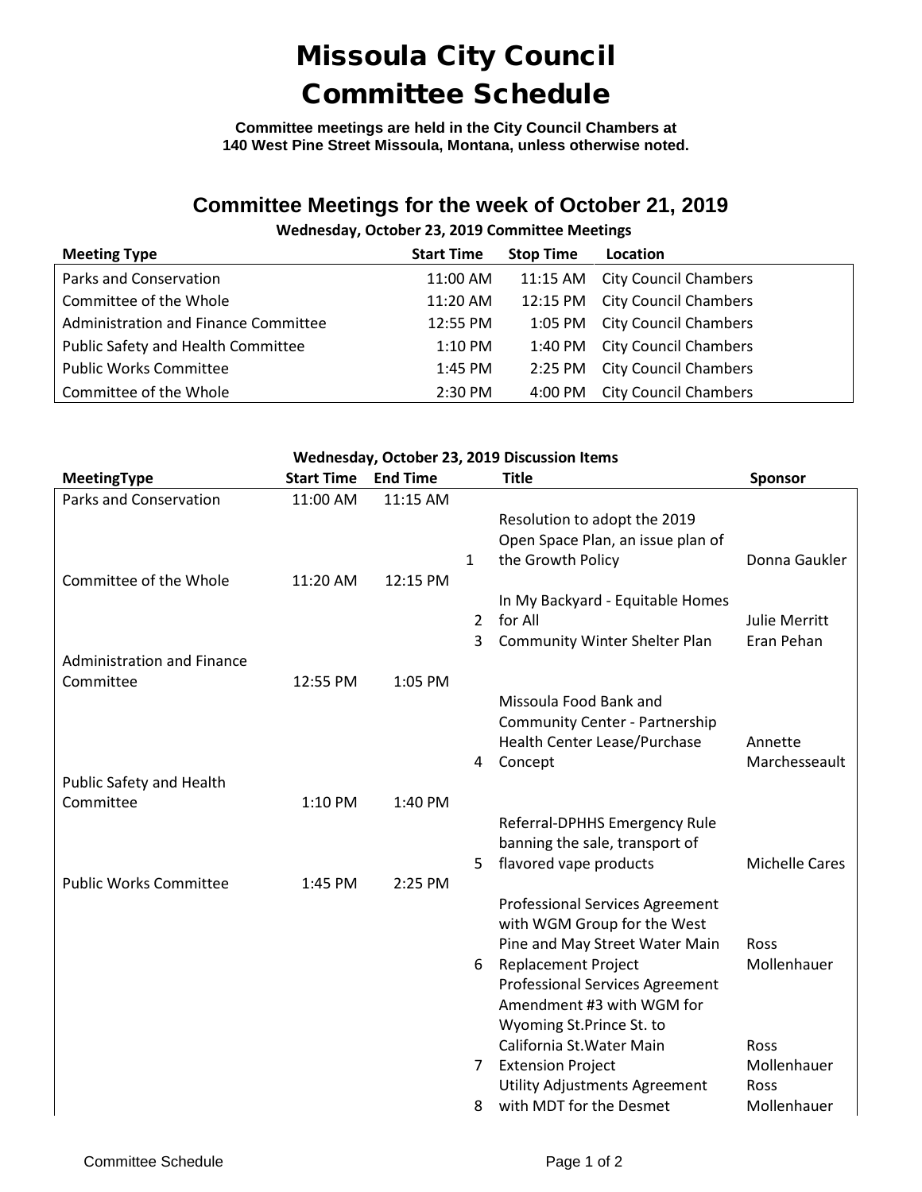# Missoula City Council Committee Schedule

**Committee meetings are held in the City Council Chambers at 140 West Pine Street Missoula, Montana, unless otherwise noted.**

## Committee Meetings for the week of October 21, 2019

**Wednesday, October 23, 2019 Committee Meetings**

| Meeting Type | Start Time | Stop Time | Location |
|---|---|---|---|
| Parks and Conservation | 11:00 AM | 11:15 AM | City Council Chambers |
| Committee of the Whole | 11:20 AM | 12:15 PM | City Council Chambers |
| Administration and Finance Committee | 12:55 PM | 1:05 PM | City Council Chambers |
| Public Safety and Health Committee | 1:10 PM | 1:40 PM | City Council Chambers |
| Public Works Committee | 1:45 PM | 2:25 PM | City Council Chambers |
| Committee of the Whole | 2:30 PM | 4:00 PM | City Council Chambers |

**Wednesday, October 23, 2019 Discussion Items**

| MeetingType | Start Time | End Time | | Title | Sponsor |
|---|---|---|---|---|---|
| Parks and Conservation | 11:00 AM | 11:15 AM | | | |
| | | | 1 | Resolution to adopt the 2019 Open Space Plan, an issue plan of the Growth Policy | Donna Gaukler |
| Committee of the Whole | 11:20 AM | 12:15 PM | | | |
| | | | 2 | In My Backyard - Equitable Homes for All | Julie Merritt |
| | | | 3 | Community Winter Shelter Plan | Eran Pehan |
| Administration and Finance Committee | 12:55 PM | 1:05 PM | | | |
| | | | 4 | Missoula Food Bank and Community Center - Partnership Health Center Lease/Purchase Concept | Annette Marchesseault |
| Public Safety and Health Committee | 1:10 PM | 1:40 PM | | | |
| | | | 5 | Referral-DPHHS Emergency Rule banning the sale, transport of flavored vape products | Michelle Cares |
| Public Works Committee | 1:45 PM | 2:25 PM | | | |
| | | | 6 | Professional Services Agreement with WGM Group for the West Pine and May Street Water Main Replacement Project | Ross Mollenhauer |
| | | | 7 | Professional Services Agreement Amendment #3 with WGM for Wyoming St.Prince St. to California St.Water Main Extension Project | Ross Mollenhauer |
| | | | 8 | Utility Adjustments Agreement with MDT for the Desmet | Ross Mollenhauer |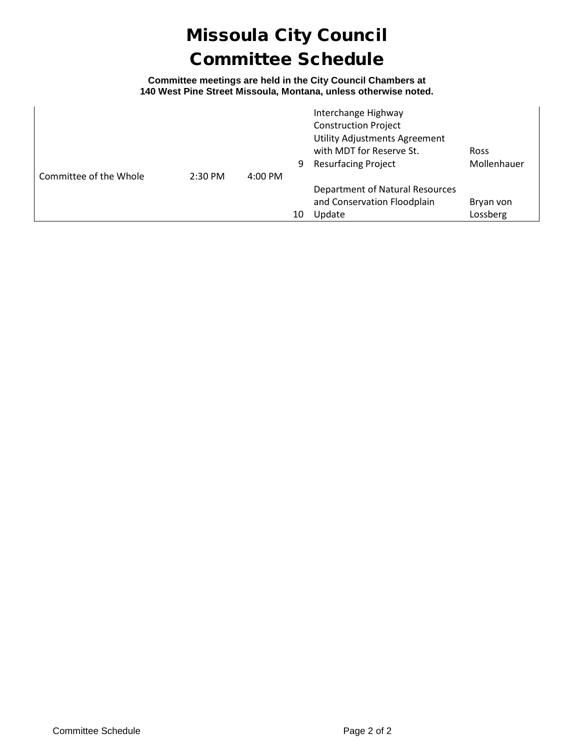# Missoula City Council
# Committee Schedule

**Committee meetings are held in the City Council Chambers at 140 West Pine Street Missoula, Montana, unless otherwise noted.**

| | | | | | |
|---|---|---|---|---|---|
| | | | 9 | Interchange Highway Construction Project Utility Adjustments Agreement with MDT for Reserve St. Resurfacing Project | Ross Mollenhauer |
| Committee of the Whole | 2:30 PM | 4:00 PM | | | |
| | | | 10 | Department of Natural Resources and Conservation Floodplain Update | Bryan von Lossberg |